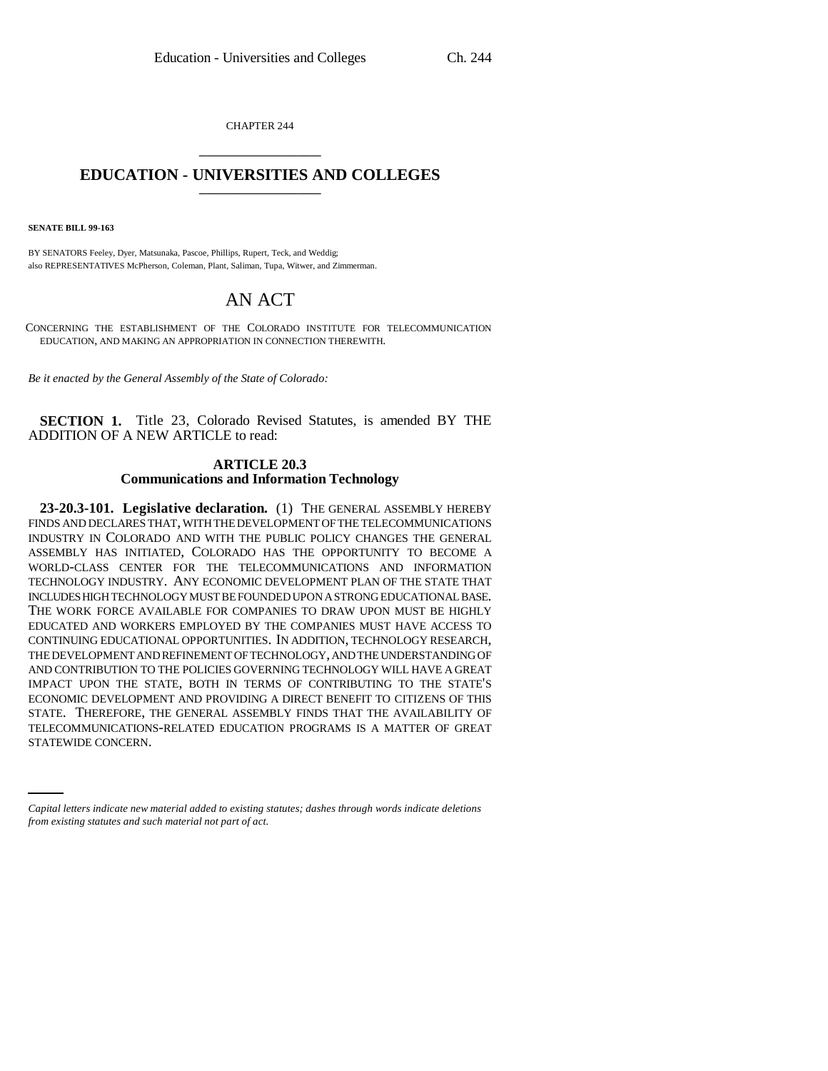CHAPTER 244

# EDUCATION - UNIVERSITIES AND COLLEGES

**SENATE BILL 99-163**

BY SENATORS Feeley, Dyer, Matsunaka, Pascoe, Phillips, Rupert, Teck, and Weddig;
also REPRESENTATIVES McPherson, Coleman, Plant, Saliman, Tupa, Witwer, and Zimmerman.

# AN ACT

CONCERNING THE ESTABLISHMENT OF THE COLORADO INSTITUTE FOR TELECOMMUNICATION EDUCATION, AND MAKING AN APPROPRIATION IN CONNECTION THEREWITH.

*Be it enacted by the General Assembly of the State of Colorado:*

**SECTION 1.** Title 23, Colorado Revised Statutes, is amended BY THE ADDITION OF A NEW ARTICLE to read:

## ARTICLE 20.3
## Communications and Information Technology

**23-20.3-101. Legislative declaration.** (1) THE GENERAL ASSEMBLY HEREBY FINDS AND DECLARES THAT, WITH THE DEVELOPMENT OF THE TELECOMMUNICATIONS INDUSTRY IN COLORADO AND WITH THE PUBLIC POLICY CHANGES THE GENERAL ASSEMBLY HAS INITIATED, COLORADO HAS THE OPPORTUNITY TO BECOME A WORLD-CLASS CENTER FOR THE TELECOMMUNICATIONS AND INFORMATION TECHNOLOGY INDUSTRY. ANY ECONOMIC DEVELOPMENT PLAN OF THE STATE THAT INCLUDES HIGH TECHNOLOGY MUST BE FOUNDED UPON A STRONG EDUCATIONAL BASE. THE WORK FORCE AVAILABLE FOR COMPANIES TO DRAW UPON MUST BE HIGHLY EDUCATED AND WORKERS EMPLOYED BY THE COMPANIES MUST HAVE ACCESS TO CONTINUING EDUCATIONAL OPPORTUNITIES. IN ADDITION, TECHNOLOGY RESEARCH, THE DEVELOPMENT AND REFINEMENT OF TECHNOLOGY, AND THE UNDERSTANDING OF AND CONTRIBUTION TO THE POLICIES GOVERNING TECHNOLOGY WILL HAVE A GREAT IMPACT UPON THE STATE, BOTH IN TERMS OF CONTRIBUTING TO THE STATE'S ECONOMIC DEVELOPMENT AND PROVIDING A DIRECT BENEFIT TO CITIZENS OF THIS STATE. THEREFORE, THE GENERAL ASSEMBLY FINDS THAT THE AVAILABILITY OF TELECOMMUNICATIONS-RELATED EDUCATION PROGRAMS IS A MATTER OF GREAT STATEWIDE CONCERN.

*Capital letters indicate new material added to existing statutes; dashes through words indicate deletions from existing statutes and such material not part of act.*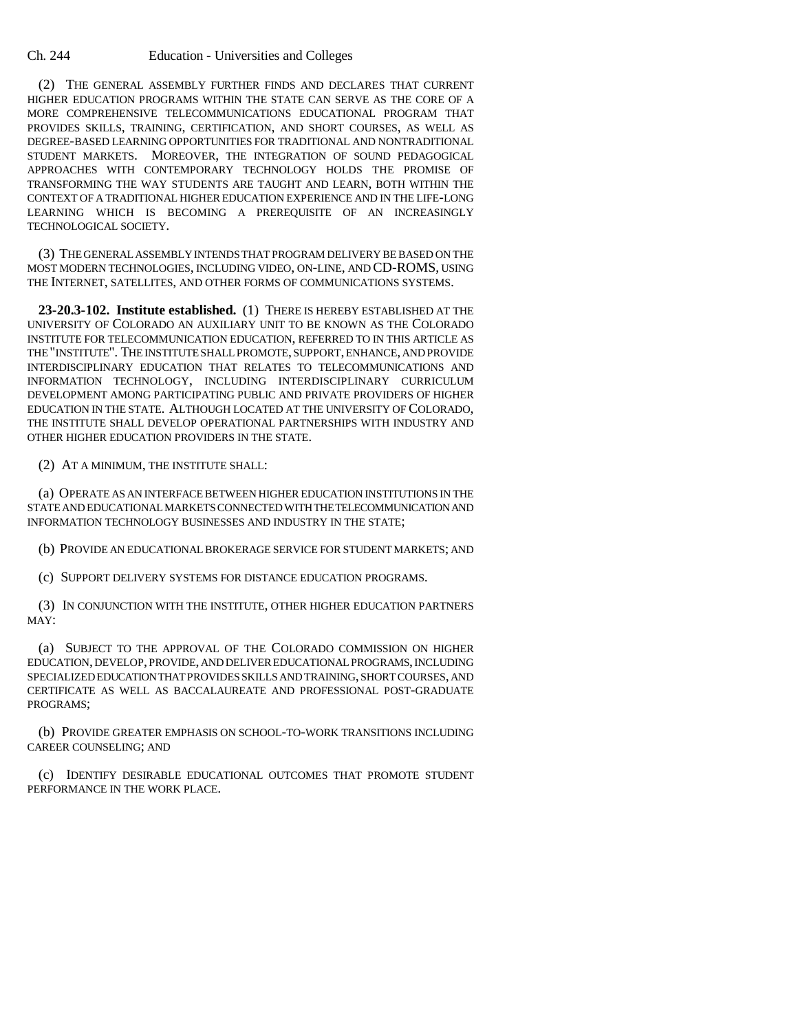(2) THE GENERAL ASSEMBLY FURTHER FINDS AND DECLARES THAT CURRENT HIGHER EDUCATION PROGRAMS WITHIN THE STATE CAN SERVE AS THE CORE OF A MORE COMPREHENSIVE TELECOMMUNICATIONS EDUCATIONAL PROGRAM THAT PROVIDES SKILLS, TRAINING, CERTIFICATION, AND SHORT COURSES, AS WELL AS DEGREE-BASED LEARNING OPPORTUNITIES FOR TRADITIONAL AND NONTRADITIONAL STUDENT MARKETS. MOREOVER, THE INTEGRATION OF SOUND PEDAGOGICAL APPROACHES WITH CONTEMPORARY TECHNOLOGY HOLDS THE PROMISE OF TRANSFORMING THE WAY STUDENTS ARE TAUGHT AND LEARN, BOTH WITHIN THE CONTEXT OF A TRADITIONAL HIGHER EDUCATION EXPERIENCE AND IN THE LIFE-LONG LEARNING WHICH IS BECOMING A PREREQUISITE OF AN INCREASINGLY TECHNOLOGICAL SOCIETY.

(3) THE GENERAL ASSEMBLY INTENDS THAT PROGRAM DELIVERY BE BASED ON THE MOST MODERN TECHNOLOGIES, INCLUDING VIDEO, ON-LINE, AND CD-ROMS, USING THE INTERNET, SATELLITES, AND OTHER FORMS OF COMMUNICATIONS SYSTEMS.

**23-20.3-102. Institute established.** (1) THERE IS HEREBY ESTABLISHED AT THE UNIVERSITY OF COLORADO AN AUXILIARY UNIT TO BE KNOWN AS THE COLORADO INSTITUTE FOR TELECOMMUNICATION EDUCATION, REFERRED TO IN THIS ARTICLE AS THE "INSTITUTE". THE INSTITUTE SHALL PROMOTE, SUPPORT, ENHANCE, AND PROVIDE INTERDISCIPLINARY EDUCATION THAT RELATES TO TELECOMMUNICATIONS AND INFORMATION TECHNOLOGY, INCLUDING INTERDISCIPLINARY CURRICULUM DEVELOPMENT AMONG PARTICIPATING PUBLIC AND PRIVATE PROVIDERS OF HIGHER EDUCATION IN THE STATE. ALTHOUGH LOCATED AT THE UNIVERSITY OF COLORADO, THE INSTITUTE SHALL DEVELOP OPERATIONAL PARTNERSHIPS WITH INDUSTRY AND OTHER HIGHER EDUCATION PROVIDERS IN THE STATE.

(2) AT A MINIMUM, THE INSTITUTE SHALL:

(a) OPERATE AS AN INTERFACE BETWEEN HIGHER EDUCATION INSTITUTIONS IN THE STATE AND EDUCATIONAL MARKETS CONNECTED WITH THE TELECOMMUNICATION AND INFORMATION TECHNOLOGY BUSINESSES AND INDUSTRY IN THE STATE;

(b) PROVIDE AN EDUCATIONAL BROKERAGE SERVICE FOR STUDENT MARKETS; AND

(c) SUPPORT DELIVERY SYSTEMS FOR DISTANCE EDUCATION PROGRAMS.

(3) IN CONJUNCTION WITH THE INSTITUTE, OTHER HIGHER EDUCATION PARTNERS MAY:

(a) SUBJECT TO THE APPROVAL OF THE COLORADO COMMISSION ON HIGHER EDUCATION, DEVELOP, PROVIDE, AND DELIVER EDUCATIONAL PROGRAMS, INCLUDING SPECIALIZED EDUCATION THAT PROVIDES SKILLS AND TRAINING, SHORT COURSES, AND CERTIFICATE AS WELL AS BACCALAUREATE AND PROFESSIONAL POST-GRADUATE PROGRAMS;

(b) PROVIDE GREATER EMPHASIS ON SCHOOL-TO-WORK TRANSITIONS INCLUDING CAREER COUNSELING; AND

(c) IDENTIFY DESIRABLE EDUCATIONAL OUTCOMES THAT PROMOTE STUDENT PERFORMANCE IN THE WORK PLACE.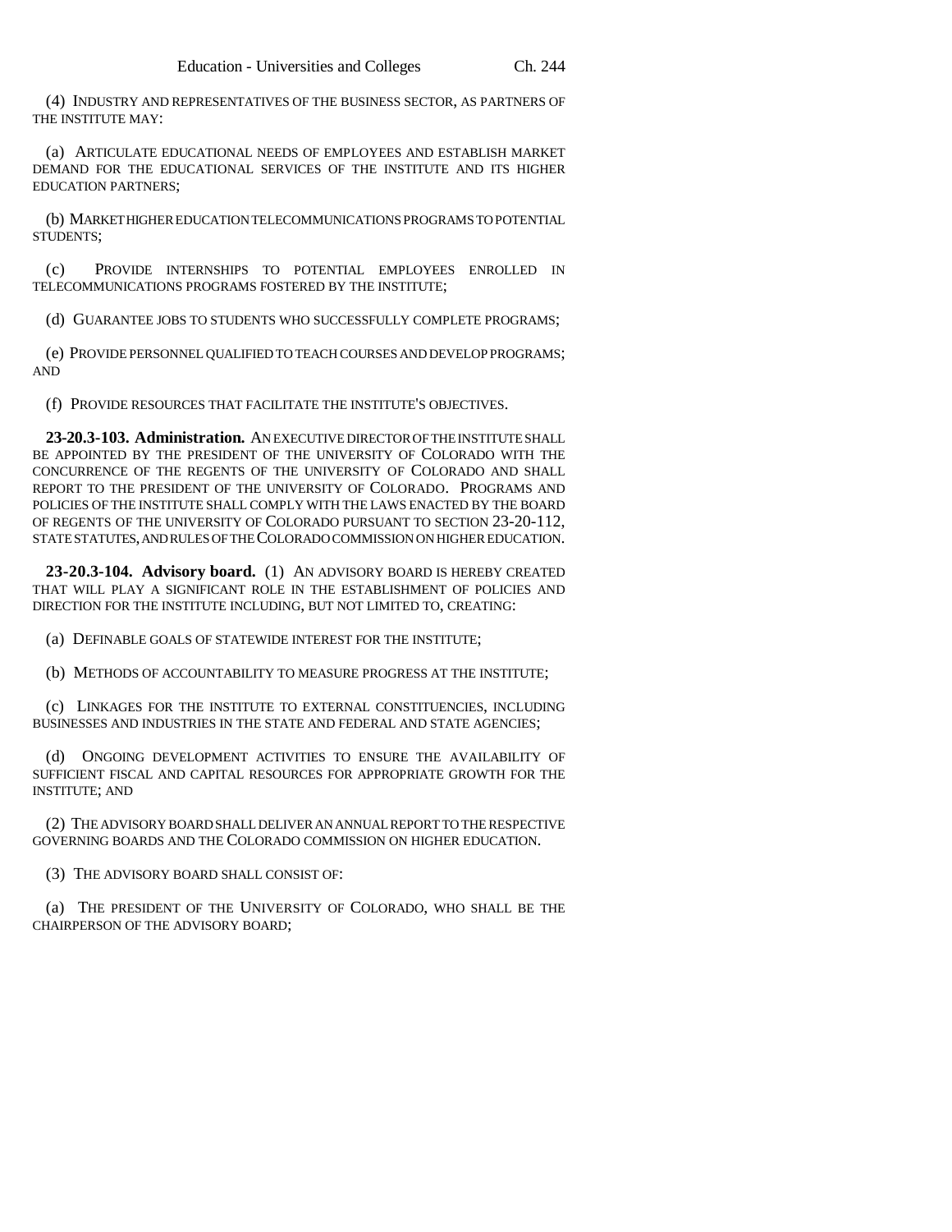(4) INDUSTRY AND REPRESENTATIVES OF THE BUSINESS SECTOR, AS PARTNERS OF THE INSTITUTE MAY:

(a) ARTICULATE EDUCATIONAL NEEDS OF EMPLOYEES AND ESTABLISH MARKET DEMAND FOR THE EDUCATIONAL SERVICES OF THE INSTITUTE AND ITS HIGHER EDUCATION PARTNERS;

(b) MARKET HIGHER EDUCATION TELECOMMUNICATIONS PROGRAMS TO POTENTIAL STUDENTS;

(c) PROVIDE INTERNSHIPS TO POTENTIAL EMPLOYEES ENROLLED IN TELECOMMUNICATIONS PROGRAMS FOSTERED BY THE INSTITUTE;

(d) GUARANTEE JOBS TO STUDENTS WHO SUCCESSFULLY COMPLETE PROGRAMS;

(e) PROVIDE PERSONNEL QUALIFIED TO TEACH COURSES AND DEVELOP PROGRAMS; AND

(f) PROVIDE RESOURCES THAT FACILITATE THE INSTITUTE'S OBJECTIVES.

**23-20.3-103. Administration.** AN EXECUTIVE DIRECTOR OF THE INSTITUTE SHALL BE APPOINTED BY THE PRESIDENT OF THE UNIVERSITY OF COLORADO WITH THE CONCURRENCE OF THE REGENTS OF THE UNIVERSITY OF COLORADO AND SHALL REPORT TO THE PRESIDENT OF THE UNIVERSITY OF COLORADO. PROGRAMS AND POLICIES OF THE INSTITUTE SHALL COMPLY WITH THE LAWS ENACTED BY THE BOARD OF REGENTS OF THE UNIVERSITY OF COLORADO PURSUANT TO SECTION 23-20-112, STATE STATUTES, AND RULES OF THE COLORADO COMMISSION ON HIGHER EDUCATION.

**23-20.3-104. Advisory board.** (1) AN ADVISORY BOARD IS HEREBY CREATED THAT WILL PLAY A SIGNIFICANT ROLE IN THE ESTABLISHMENT OF POLICIES AND DIRECTION FOR THE INSTITUTE INCLUDING, BUT NOT LIMITED TO, CREATING:

(a) DEFINABLE GOALS OF STATEWIDE INTEREST FOR THE INSTITUTE;

(b) METHODS OF ACCOUNTABILITY TO MEASURE PROGRESS AT THE INSTITUTE;

(c) LINKAGES FOR THE INSTITUTE TO EXTERNAL CONSTITUENCIES, INCLUDING BUSINESSES AND INDUSTRIES IN THE STATE AND FEDERAL AND STATE AGENCIES;

(d) ONGOING DEVELOPMENT ACTIVITIES TO ENSURE THE AVAILABILITY OF SUFFICIENT FISCAL AND CAPITAL RESOURCES FOR APPROPRIATE GROWTH FOR THE INSTITUTE; AND

(2) THE ADVISORY BOARD SHALL DELIVER AN ANNUAL REPORT TO THE RESPECTIVE GOVERNING BOARDS AND THE COLORADO COMMISSION ON HIGHER EDUCATION.

(3) THE ADVISORY BOARD SHALL CONSIST OF:

(a) THE PRESIDENT OF THE UNIVERSITY OF COLORADO, WHO SHALL BE THE CHAIRPERSON OF THE ADVISORY BOARD;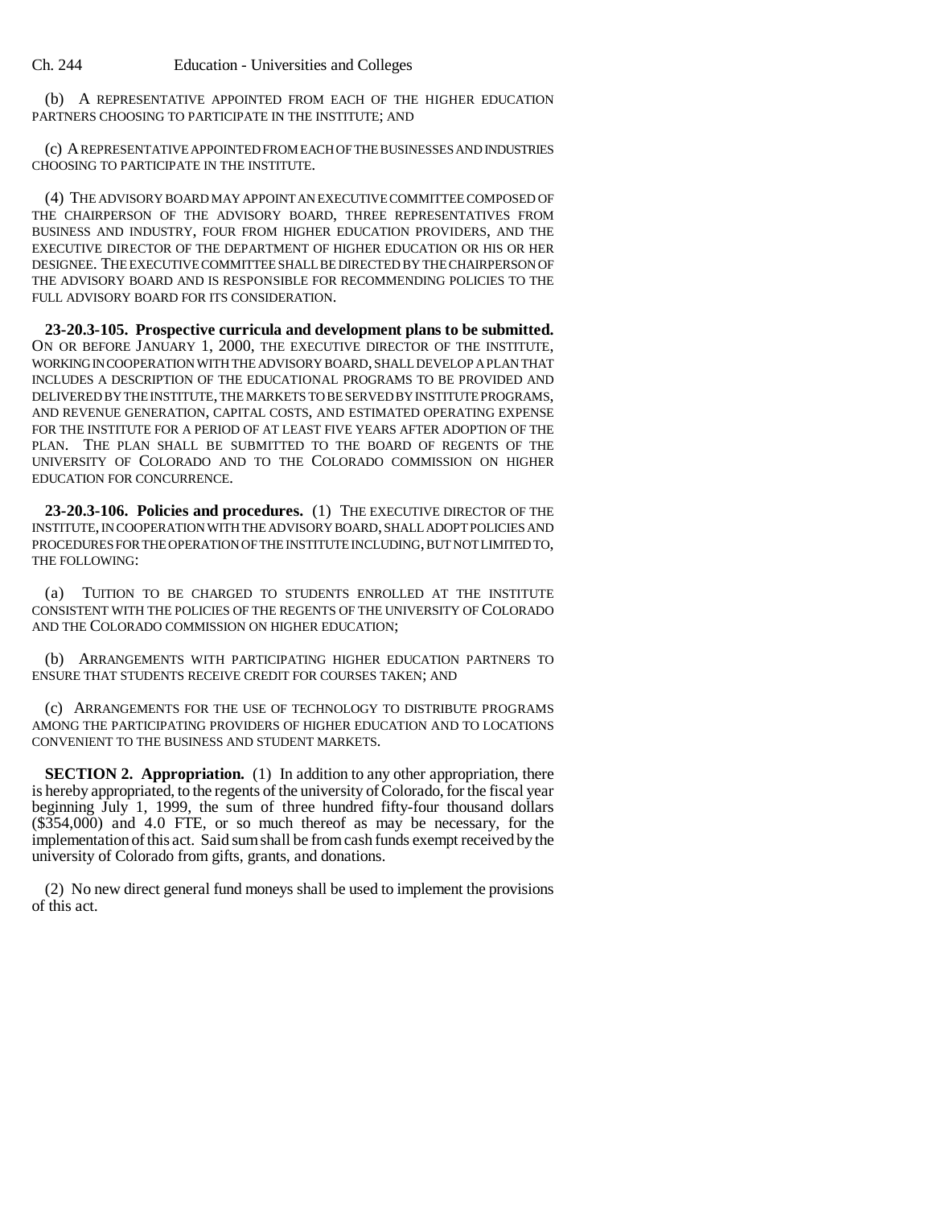(b) A REPRESENTATIVE APPOINTED FROM EACH OF THE HIGHER EDUCATION PARTNERS CHOOSING TO PARTICIPATE IN THE INSTITUTE; AND

(c) A REPRESENTATIVE APPOINTED FROM EACH OF THE BUSINESSES AND INDUSTRIES CHOOSING TO PARTICIPATE IN THE INSTITUTE.

(4) THE ADVISORY BOARD MAY APPOINT AN EXECUTIVE COMMITTEE COMPOSED OF THE CHAIRPERSON OF THE ADVISORY BOARD, THREE REPRESENTATIVES FROM BUSINESS AND INDUSTRY, FOUR FROM HIGHER EDUCATION PROVIDERS, AND THE EXECUTIVE DIRECTOR OF THE DEPARTMENT OF HIGHER EDUCATION OR HIS OR HER DESIGNEE. THE EXECUTIVE COMMITTEE SHALL BE DIRECTED BY THE CHAIRPERSON OF THE ADVISORY BOARD AND IS RESPONSIBLE FOR RECOMMENDING POLICIES TO THE FULL ADVISORY BOARD FOR ITS CONSIDERATION.

**23-20.3-105. Prospective curricula and development plans to be submitted.** ON OR BEFORE JANUARY 1, 2000, THE EXECUTIVE DIRECTOR OF THE INSTITUTE, WORKING IN COOPERATION WITH THE ADVISORY BOARD, SHALL DEVELOP A PLAN THAT INCLUDES A DESCRIPTION OF THE EDUCATIONAL PROGRAMS TO BE PROVIDED AND DELIVERED BY THE INSTITUTE, THE MARKETS TO BE SERVED BY INSTITUTE PROGRAMS, AND REVENUE GENERATION, CAPITAL COSTS, AND ESTIMATED OPERATING EXPENSE FOR THE INSTITUTE FOR A PERIOD OF AT LEAST FIVE YEARS AFTER ADOPTION OF THE PLAN. THE PLAN SHALL BE SUBMITTED TO THE BOARD OF REGENTS OF THE UNIVERSITY OF COLORADO AND TO THE COLORADO COMMISSION ON HIGHER EDUCATION FOR CONCURRENCE.

**23-20.3-106. Policies and procedures.** (1) THE EXECUTIVE DIRECTOR OF THE INSTITUTE, IN COOPERATION WITH THE ADVISORY BOARD, SHALL ADOPT POLICIES AND PROCEDURES FOR THE OPERATION OF THE INSTITUTE INCLUDING, BUT NOT LIMITED TO, THE FOLLOWING:

(a) TUITION TO BE CHARGED TO STUDENTS ENROLLED AT THE INSTITUTE CONSISTENT WITH THE POLICIES OF THE REGENTS OF THE UNIVERSITY OF COLORADO AND THE COLORADO COMMISSION ON HIGHER EDUCATION;

(b) ARRANGEMENTS WITH PARTICIPATING HIGHER EDUCATION PARTNERS TO ENSURE THAT STUDENTS RECEIVE CREDIT FOR COURSES TAKEN; AND

(c) ARRANGEMENTS FOR THE USE OF TECHNOLOGY TO DISTRIBUTE PROGRAMS AMONG THE PARTICIPATING PROVIDERS OF HIGHER EDUCATION AND TO LOCATIONS CONVENIENT TO THE BUSINESS AND STUDENT MARKETS.

**SECTION 2. Appropriation.** (1) In addition to any other appropriation, there is hereby appropriated, to the regents of the university of Colorado, for the fiscal year beginning July 1, 1999, the sum of three hundred fifty-four thousand dollars ($354,000) and 4.0 FTE, or so much thereof as may be necessary, for the implementation of this act. Said sum shall be from cash funds exempt received by the university of Colorado from gifts, grants, and donations.

(2) No new direct general fund moneys shall be used to implement the provisions of this act.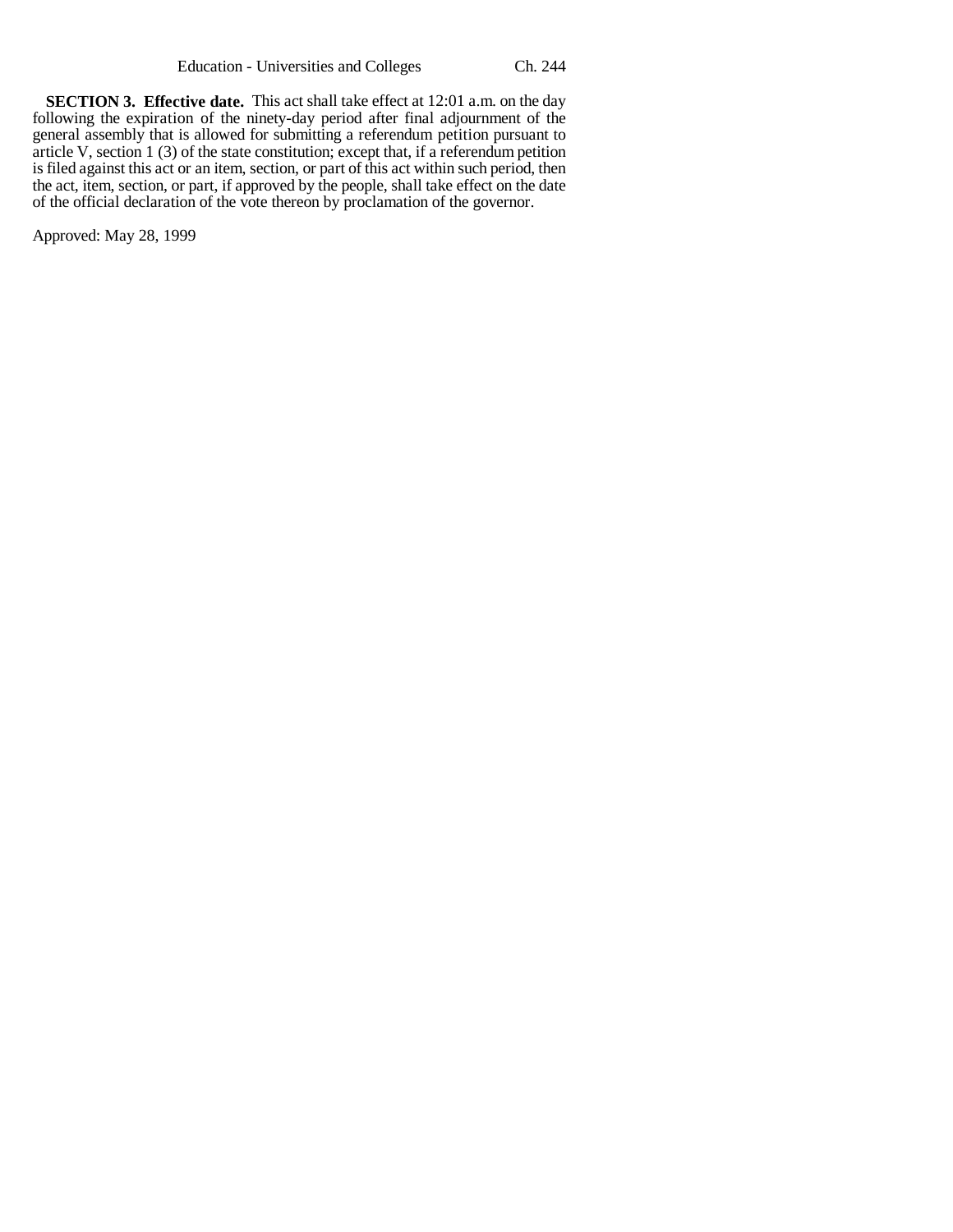**SECTION 3. Effective date.** This act shall take effect at 12:01 a.m. on the day following the expiration of the ninety-day period after final adjournment of the general assembly that is allowed for submitting a referendum petition pursuant to article V, section 1 (3) of the state constitution; except that, if a referendum petition is filed against this act or an item, section, or part of this act within such period, then the act, item, section, or part, if approved by the people, shall take effect on the date of the official declaration of the vote thereon by proclamation of the governor.

Approved: May 28, 1999